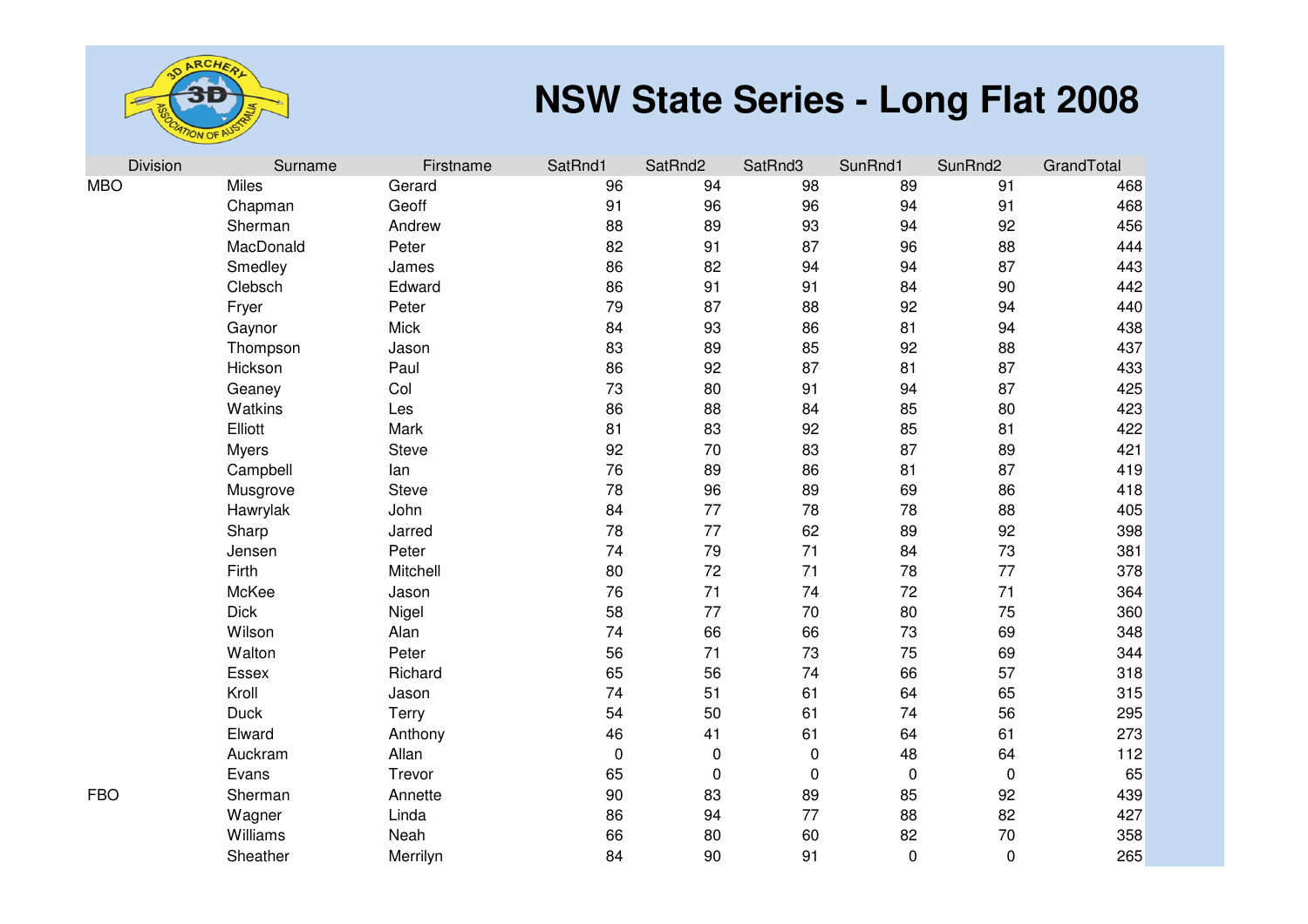# NSW State Series - Long Flat 2008

| Division | Surname | Firstname | SatRnd1 | SatRnd2 | SatRnd3 | SunRnd1 | SunRnd2 | GrandTotal |
|---|---|---|---|---|---|---|---|---|
| MBO | Miles | Gerard | 96 | 94 | 98 | 89 | 91 | 468 |
| | Chapman | Geoff | 91 | 96 | 96 | 94 | 91 | 468 |
| | Sherman | Andrew | 88 | 89 | 93 | 94 | 92 | 456 |
| | MacDonald | Peter | 82 | 91 | 87 | 96 | 88 | 444 |
| | Smedley | James | 86 | 82 | 94 | 94 | 87 | 443 |
| | Clebsch | Edward | 86 | 91 | 91 | 84 | 90 | 442 |
| | Fryer | Peter | 79 | 87 | 88 | 92 | 94 | 440 |
| | Gaynor | Mick | 84 | 93 | 86 | 81 | 94 | 438 |
| | Thompson | Jason | 83 | 89 | 85 | 92 | 88 | 437 |
| | Hickson | Paul | 86 | 92 | 87 | 81 | 87 | 433 |
| | Geaney | Col | 73 | 80 | 91 | 94 | 87 | 425 |
| | Watkins | Les | 86 | 88 | 84 | 85 | 80 | 423 |
| | Elliott | Mark | 81 | 83 | 92 | 85 | 81 | 422 |
| | Myers | Steve | 92 | 70 | 83 | 87 | 89 | 421 |
| | Campbell | Ian | 76 | 89 | 86 | 81 | 87 | 419 |
| | Musgrove | Steve | 78 | 96 | 89 | 69 | 86 | 418 |
| | Hawrylak | John | 84 | 77 | 78 | 78 | 88 | 405 |
| | Sharp | Jarred | 78 | 77 | 62 | 89 | 92 | 398 |
| | Jensen | Peter | 74 | 79 | 71 | 84 | 73 | 381 |
| | Firth | Mitchell | 80 | 72 | 71 | 78 | 77 | 378 |
| | McKee | Jason | 76 | 71 | 74 | 72 | 71 | 364 |
| | Dick | Nigel | 58 | 77 | 70 | 80 | 75 | 360 |
| | Wilson | Alan | 74 | 66 | 66 | 73 | 69 | 348 |
| | Walton | Peter | 56 | 71 | 73 | 75 | 69 | 344 |
| | Essex | Richard | 65 | 56 | 74 | 66 | 57 | 318 |
| | Kroll | Jason | 74 | 51 | 61 | 64 | 65 | 315 |
| | Duck | Terry | 54 | 50 | 61 | 74 | 56 | 295 |
| | Elward | Anthony | 46 | 41 | 61 | 64 | 61 | 273 |
| | Auckram | Allan | 0 | 0 | 0 | 48 | 64 | 112 |
| | Evans | Trevor | 65 | 0 | 0 | 0 | 0 | 65 |
| FBO | Sherman | Annette | 90 | 83 | 89 | 85 | 92 | 439 |
| | Wagner | Linda | 86 | 94 | 77 | 88 | 82 | 427 |
| | Williams | Neah | 66 | 80 | 60 | 82 | 70 | 358 |
| | Sheather | Merrilyn | 84 | 90 | 91 | 0 | 0 | 265 |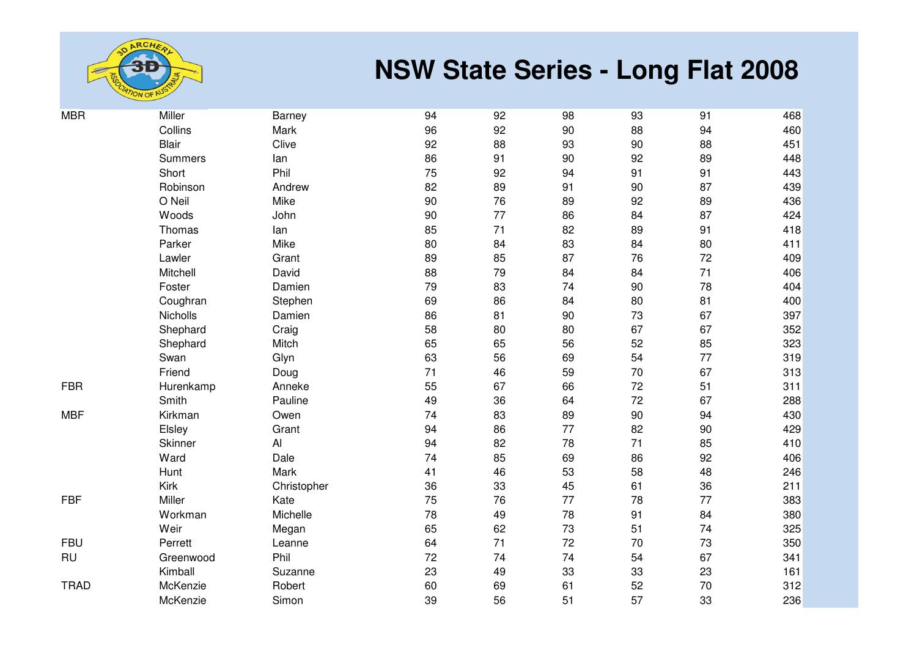# NSW State Series - Long Flat 2008

| | | | | | | | | |
|---|---|---|---|---|---|---|---|---|
| MBR | Miller | Barney | 94 | 92 | 98 | 93 | 91 | 468 |
| | Collins | Mark | 96 | 92 | 90 | 88 | 94 | 460 |
| | Blair | Clive | 92 | 88 | 93 | 90 | 88 | 451 |
| | Summers | Ian | 86 | 91 | 90 | 92 | 89 | 448 |
| | Short | Phil | 75 | 92 | 94 | 91 | 91 | 443 |
| | Robinson | Andrew | 82 | 89 | 91 | 90 | 87 | 439 |
| | O Neil | Mike | 90 | 76 | 89 | 92 | 89 | 436 |
| | Woods | John | 90 | 77 | 86 | 84 | 87 | 424 |
| | Thomas | Ian | 85 | 71 | 82 | 89 | 91 | 418 |
| | Parker | Mike | 80 | 84 | 83 | 84 | 80 | 411 |
| | Lawler | Grant | 89 | 85 | 87 | 76 | 72 | 409 |
| | Mitchell | David | 88 | 79 | 84 | 84 | 71 | 406 |
| | Foster | Damien | 79 | 83 | 74 | 90 | 78 | 404 |
| | Coughran | Stephen | 69 | 86 | 84 | 80 | 81 | 400 |
| | Nicholls | Damien | 86 | 81 | 90 | 73 | 67 | 397 |
| | Shephard | Craig | 58 | 80 | 80 | 67 | 67 | 352 |
| | Shephard | Mitch | 65 | 65 | 56 | 52 | 85 | 323 |
| | Swan | Glyn | 63 | 56 | 69 | 54 | 77 | 319 |
| | Friend | Doug | 71 | 46 | 59 | 70 | 67 | 313 |
| FBR | Hurenkamp | Anneke | 55 | 67 | 66 | 72 | 51 | 311 |
| | Smith | Pauline | 49 | 36 | 64 | 72 | 67 | 288 |
| MBF | Kirkman | Owen | 74 | 83 | 89 | 90 | 94 | 430 |
| | Elsley | Grant | 94 | 86 | 77 | 82 | 90 | 429 |
| | Skinner | Al | 94 | 82 | 78 | 71 | 85 | 410 |
| | Ward | Dale | 74 | 85 | 69 | 86 | 92 | 406 |
| | Hunt | Mark | 41 | 46 | 53 | 58 | 48 | 246 |
| | Kirk | Christopher | 36 | 33 | 45 | 61 | 36 | 211 |
| FBF | Miller | Kate | 75 | 76 | 77 | 78 | 77 | 383 |
| | Workman | Michelle | 78 | 49 | 78 | 91 | 84 | 380 |
| | Weir | Megan | 65 | 62 | 73 | 51 | 74 | 325 |
| FBU | Perrett | Leanne | 64 | 71 | 72 | 70 | 73 | 350 |
| RU | Greenwood | Phil | 72 | 74 | 74 | 54 | 67 | 341 |
| | Kimball | Suzanne | 23 | 49 | 33 | 33 | 23 | 161 |
| TRAD | McKenzie | Robert | 60 | 69 | 61 | 52 | 70 | 312 |
| | McKenzie | Simon | 39 | 56 | 51 | 57 | 33 | 236 |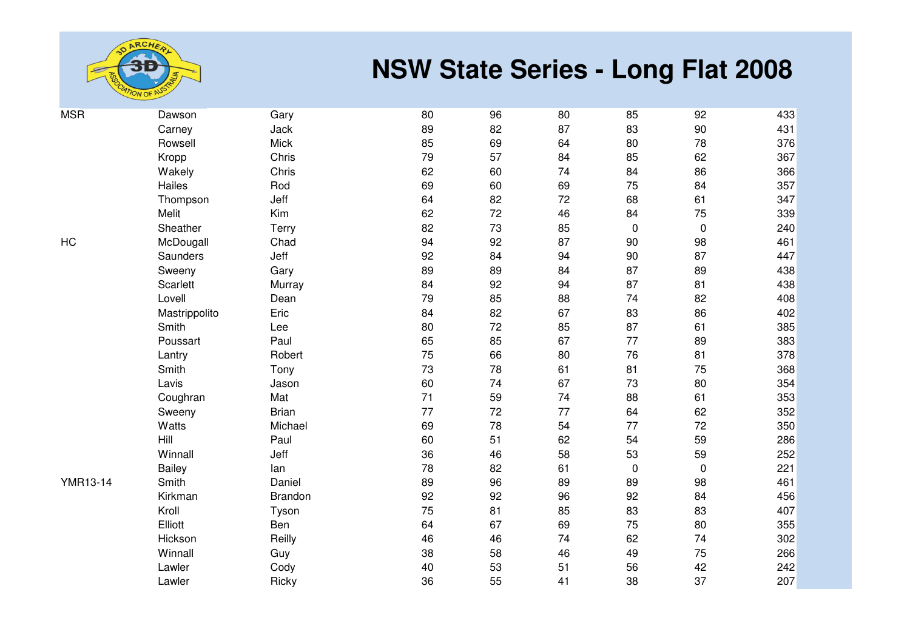# NSW State Series - Long Flat 2008

| | | | | | | | | |
|---|---|---|---|---|---|---|---|---|
| MSR | Dawson | Gary | 80 | 96 | 80 | 85 | 92 | 433 |
| | Carney | Jack | 89 | 82 | 87 | 83 | 90 | 431 |
| | Rowsell | Mick | 85 | 69 | 64 | 80 | 78 | 376 |
| | Kropp | Chris | 79 | 57 | 84 | 85 | 62 | 367 |
| | Wakely | Chris | 62 | 60 | 74 | 84 | 86 | 366 |
| | Hailes | Rod | 69 | 60 | 69 | 75 | 84 | 357 |
| | Thompson | Jeff | 64 | 82 | 72 | 68 | 61 | 347 |
| | Melit | Kim | 62 | 72 | 46 | 84 | 75 | 339 |
| | Sheather | Terry | 82 | 73 | 85 | 0 | 0 | 240 |
| HC | McDougall | Chad | 94 | 92 | 87 | 90 | 98 | 461 |
| | Saunders | Jeff | 92 | 84 | 94 | 90 | 87 | 447 |
| | Sweeny | Gary | 89 | 89 | 84 | 87 | 89 | 438 |
| | Scarlett | Murray | 84 | 92 | 94 | 87 | 81 | 438 |
| | Lovell | Dean | 79 | 85 | 88 | 74 | 82 | 408 |
| | Mastrippolito | Eric | 84 | 82 | 67 | 83 | 86 | 402 |
| | Smith | Lee | 80 | 72 | 85 | 87 | 61 | 385 |
| | Poussart | Paul | 65 | 85 | 67 | 77 | 89 | 383 |
| | Lantry | Robert | 75 | 66 | 80 | 76 | 81 | 378 |
| | Smith | Tony | 73 | 78 | 61 | 81 | 75 | 368 |
| | Lavis | Jason | 60 | 74 | 67 | 73 | 80 | 354 |
| | Coughran | Mat | 71 | 59 | 74 | 88 | 61 | 353 |
| | Sweeny | Brian | 77 | 72 | 77 | 64 | 62 | 352 |
| | Watts | Michael | 69 | 78 | 54 | 77 | 72 | 350 |
| | Hill | Paul | 60 | 51 | 62 | 54 | 59 | 286 |
| | Winnall | Jeff | 36 | 46 | 58 | 53 | 59 | 252 |
| | Bailey | Ian | 78 | 82 | 61 | 0 | 0 | 221 |
| YMR13-14 | Smith | Daniel | 89 | 96 | 89 | 89 | 98 | 461 |
| | Kirkman | Brandon | 92 | 92 | 96 | 92 | 84 | 456 |
| | Kroll | Tyson | 75 | 81 | 85 | 83 | 83 | 407 |
| | Elliott | Ben | 64 | 67 | 69 | 75 | 80 | 355 |
| | Hickson | Reilly | 46 | 46 | 74 | 62 | 74 | 302 |
| | Winnall | Guy | 38 | 58 | 46 | 49 | 75 | 266 |
| | Lawler | Cody | 40 | 53 | 51 | 56 | 42 | 242 |
| | Lawler | Ricky | 36 | 55 | 41 | 38 | 37 | 207 |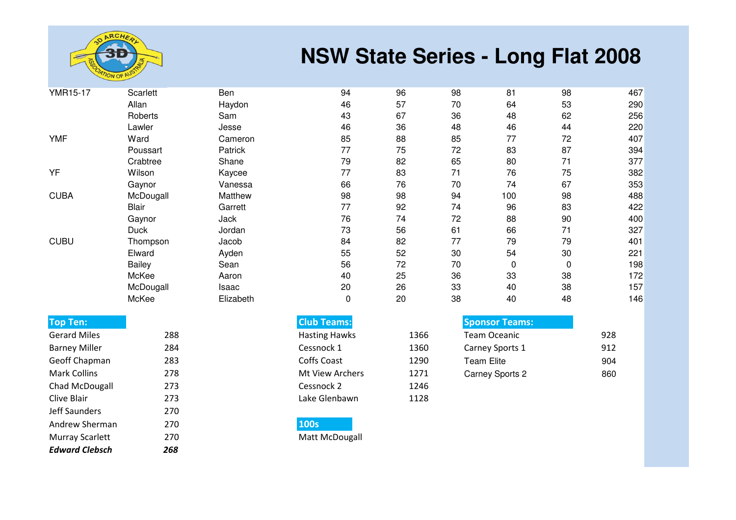# NSW State Series - Long Flat 2008

| | | | | | | | | |
|---|---|---|---|---|---|---|---|---|
| YMR15-17 | Scarlett | Ben | 94 | 96 | 98 | 81 | 98 | 467 |
| | Allan | Haydon | 46 | 57 | 70 | 64 | 53 | 290 |
| | Roberts | Sam | 43 | 67 | 36 | 48 | 62 | 256 |
| | Lawler | Jesse | 46 | 36 | 48 | 46 | 44 | 220 |
| YMF | Ward | Cameron | 85 | 88 | 85 | 77 | 72 | 407 |
| | Poussart | Patrick | 77 | 75 | 72 | 83 | 87 | 394 |
| | Crabtree | Shane | 79 | 82 | 65 | 80 | 71 | 377 |
| YF | Wilson | Kaycee | 77 | 83 | 71 | 76 | 75 | 382 |
| | Gaynor | Vanessa | 66 | 76 | 70 | 74 | 67 | 353 |
| CUBA | McDougall | Matthew | 98 | 98 | 94 | 100 | 98 | 488 |
| | Blair | Garrett | 77 | 92 | 74 | 96 | 83 | 422 |
| | Gaynor | Jack | 76 | 74 | 72 | 88 | 90 | 400 |
| | Duck | Jordan | 73 | 56 | 61 | 66 | 71 | 327 |
| CUBU | Thompson | Jacob | 84 | 82 | 77 | 79 | 79 | 401 |
| | Elward | Ayden | 55 | 52 | 30 | 54 | 30 | 221 |
| | Bailey | Sean | 56 | 72 | 70 | 0 | 0 | 198 |
| | McKee | Aaron | 40 | 25 | 36 | 33 | 38 | 172 |
| | McDougall | Isaac | 20 | 26 | 33 | 40 | 38 | 157 |
| | McKee | Elizabeth | 0 | 20 | 38 | 40 | 48 | 146 |

**Top Ten:**

| | |
|---|---|
| Gerard Miles | 288 |
| Barney Miller | 284 |
| Geoff Chapman | 283 |
| Mark Collins | 278 |
| Chad McDougall | 273 |
| Clive Blair | 273 |
| Jeff Saunders | 270 |
| Andrew Sherman | 270 |
| Murray Scarlett | 270 |
| ***Edward Clebsch*** | ***268*** |

**Club Teams:**

| | |
|---|---|
| Hasting Hawks | 1366 |
| Cessnock 1 | 1360 |
| Coffs Coast | 1290 |
| Mt View Archers | 1271 |
| Cessnock 2 | 1246 |
| Lake Glenbawn | 1128 |

**100s**

Matt McDougall

**Sponsor Teams:**

| | |
|---|---|
| Team Oceanic | 928 |
| Carney Sports 1 | 912 |
| Team Elite | 904 |
| Carney Sports 2 | 860 |